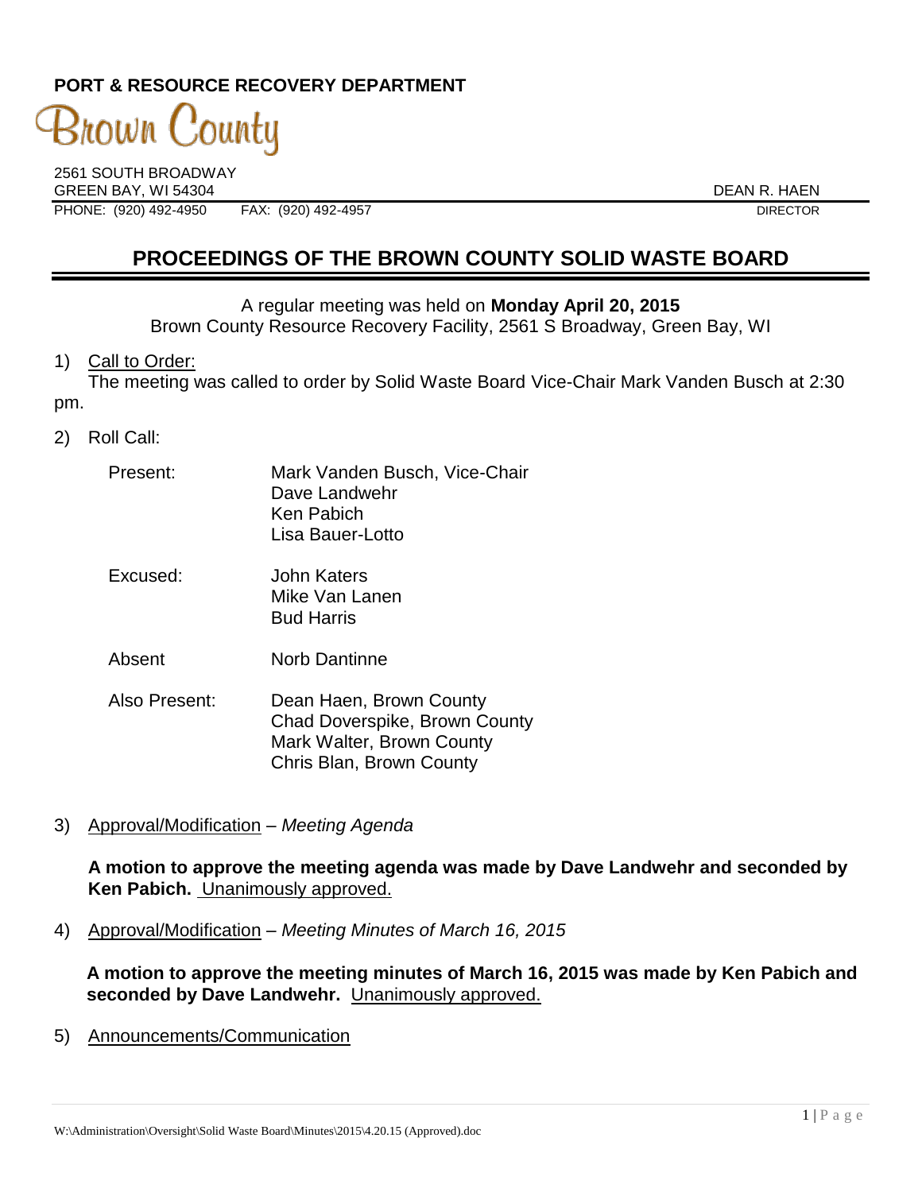**PORT & RESOURCE RECOVERY DEPARTMENT**

Brown County

2561 SOUTH BROADWAY
GREEN BAY, WI 54304
PHONE: (920) 492-4950 FAX: (920) 492-4957

DEAN R. HAEN
DIRECTOR

# PROCEEDINGS OF THE BROWN COUNTY SOLID WASTE BOARD

A regular meeting was held on **Monday April 20, 2015**
Brown County Resource Recovery Facility, 2561 S Broadway, Green Bay, WI

1) Call to Order:
The meeting was called to order by Solid Waste Board Vice-Chair Mark Vanden Busch at 2:30 pm.

2) Roll Call:

Present: Mark Vanden Busch, Vice-Chair
Dave Landwehr
Ken Pabich
Lisa Bauer-Lotto

Excused: John Katers
Mike Van Lanen
Bud Harris

Absent: Norb Dantinne

Also Present: Dean Haen, Brown County
Chad Doverspike, Brown County
Mark Walter, Brown County
Chris Blan, Brown County

3) Approval/Modification – *Meeting Agenda*

**A motion to approve the meeting agenda was made by Dave Landwehr and seconded by Ken Pabich.** Unanimously approved.

4) Approval/Modification – *Meeting Minutes of March 16, 2015*

**A motion to approve the meeting minutes of March 16, 2015 was made by Ken Pabich and seconded by Dave Landwehr.** Unanimously approved.

5) Announcements/Communication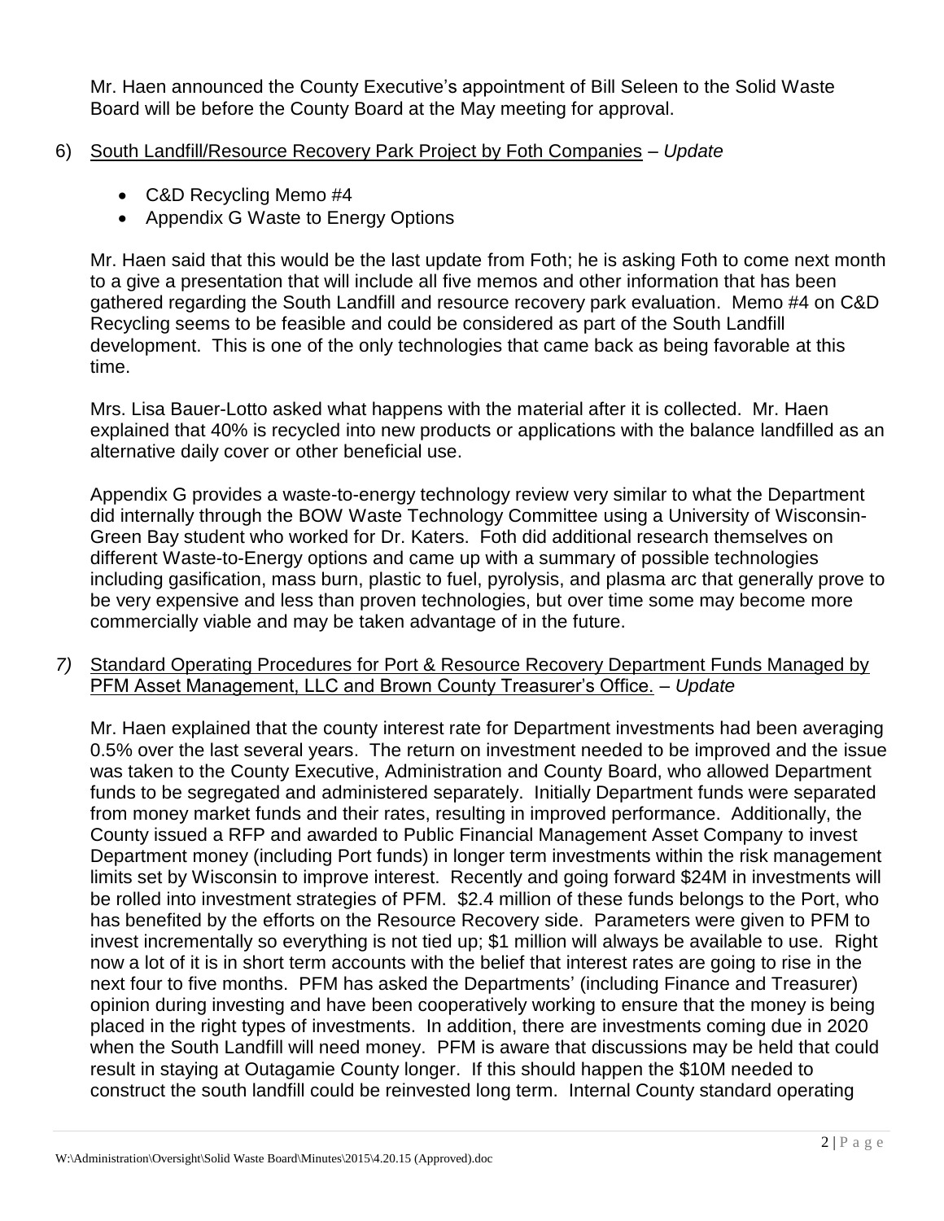Mr. Haen announced the County Executive's appointment of Bill Seleen to the Solid Waste Board will be before the County Board at the May meeting for approval.

6) <u>South Landfill/Resource Recovery Park Project by Foth Companies</u> – *Update*

- C&D Recycling Memo #4
- Appendix G Waste to Energy Options

Mr. Haen said that this would be the last update from Foth; he is asking Foth to come next month to a give a presentation that will include all five memos and other information that has been gathered regarding the South Landfill and resource recovery park evaluation. Memo #4 on C&D Recycling seems to be feasible and could be considered as part of the South Landfill development. This is one of the only technologies that came back as being favorable at this time.

Mrs. Lisa Bauer-Lotto asked what happens with the material after it is collected. Mr. Haen explained that 40% is recycled into new products or applications with the balance landfilled as an alternative daily cover or other beneficial use.

Appendix G provides a waste-to-energy technology review very similar to what the Department did internally through the BOW Waste Technology Committee using a University of Wisconsin-Green Bay student who worked for Dr. Katers. Foth did additional research themselves on different Waste-to-Energy options and came up with a summary of possible technologies including gasification, mass burn, plastic to fuel, pyrolysis, and plasma arc that generally prove to be very expensive and less than proven technologies, but over time some may become more commercially viable and may be taken advantage of in the future.

*7)* <u>Standard Operating Procedures for Port & Resource Recovery Department Funds Managed by PFM Asset Management, LLC and Brown County Treasurer's Office.</u> – *Update*

Mr. Haen explained that the county interest rate for Department investments had been averaging 0.5% over the last several years. The return on investment needed to be improved and the issue was taken to the County Executive, Administration and County Board, who allowed Department funds to be segregated and administered separately. Initially Department funds were separated from money market funds and their rates, resulting in improved performance. Additionally, the County issued a RFP and awarded to Public Financial Management Asset Company to invest Department money (including Port funds) in longer term investments within the risk management limits set by Wisconsin to improve interest. Recently and going forward \$24M in investments will be rolled into investment strategies of PFM. \$2.4 million of these funds belongs to the Port, who has benefited by the efforts on the Resource Recovery side. Parameters were given to PFM to invest incrementally so everything is not tied up; \$1 million will always be available to use. Right now a lot of it is in short term accounts with the belief that interest rates are going to rise in the next four to five months. PFM has asked the Departments' (including Finance and Treasurer) opinion during investing and have been cooperatively working to ensure that the money is being placed in the right types of investments. In addition, there are investments coming due in 2020 when the South Landfill will need money. PFM is aware that discussions may be held that could result in staying at Outagamie County longer. If this should happen the \$10M needed to construct the south landfill could be reinvested long term. Internal County standard operating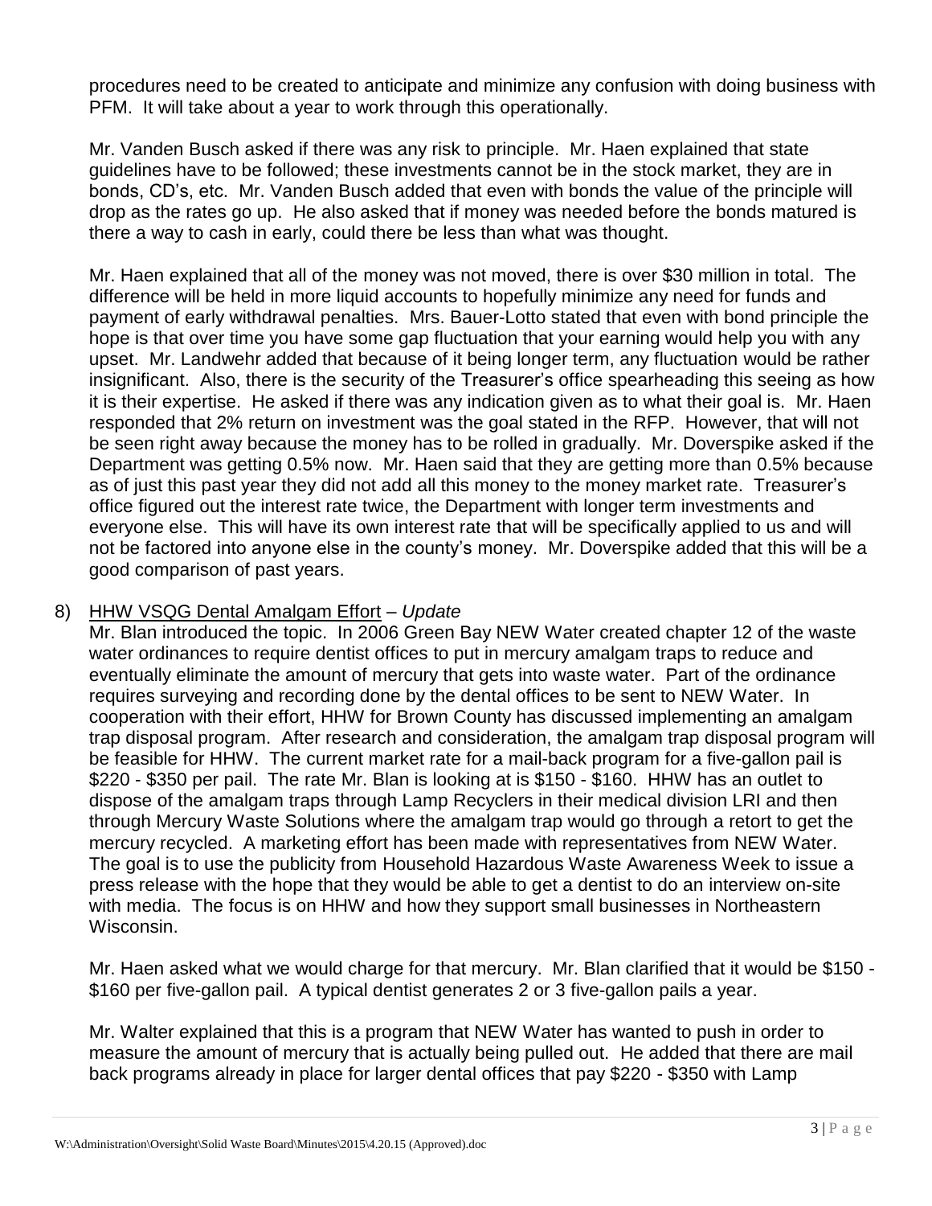procedures need to be created to anticipate and minimize any confusion with doing business with PFM. It will take about a year to work through this operationally.

Mr. Vanden Busch asked if there was any risk to principle. Mr. Haen explained that state guidelines have to be followed; these investments cannot be in the stock market, they are in bonds, CD's, etc. Mr. Vanden Busch added that even with bonds the value of the principle will drop as the rates go up. He also asked that if money was needed before the bonds matured is there a way to cash in early, could there be less than what was thought.

Mr. Haen explained that all of the money was not moved, there is over $30 million in total. The difference will be held in more liquid accounts to hopefully minimize any need for funds and payment of early withdrawal penalties. Mrs. Bauer-Lotto stated that even with bond principle the hope is that over time you have some gap fluctuation that your earning would help you with any upset. Mr. Landwehr added that because of it being longer term, any fluctuation would be rather insignificant. Also, there is the security of the Treasurer's office spearheading this seeing as how it is their expertise. He asked if there was any indication given as to what their goal is. Mr. Haen responded that 2% return on investment was the goal stated in the RFP. However, that will not be seen right away because the money has to be rolled in gradually. Mr. Doverspike asked if the Department was getting 0.5% now. Mr. Haen said that they are getting more than 0.5% because as of just this past year they did not add all this money to the money market rate. Treasurer's office figured out the interest rate twice, the Department with longer term investments and everyone else. This will have its own interest rate that will be specifically applied to us and will not be factored into anyone else in the county's money. Mr. Doverspike added that this will be a good comparison of past years.

8) <u>HHW VSQG Dental Amalgam Effort</u> – *Update*

   Mr. Blan introduced the topic. In 2006 Green Bay NEW Water created chapter 12 of the waste water ordinances to require dentist offices to put in mercury amalgam traps to reduce and eventually eliminate the amount of mercury that gets into waste water. Part of the ordinance requires surveying and recording done by the dental offices to be sent to NEW Water. In cooperation with their effort, HHW for Brown County has discussed implementing an amalgam trap disposal program. After research and consideration, the amalgam trap disposal program will be feasible for HHW. The current market rate for a mail-back program for a five-gallon pail is $220 - $350 per pail. The rate Mr. Blan is looking at is $150 - $160. HHW has an outlet to dispose of the amalgam traps through Lamp Recyclers in their medical division LRI and then through Mercury Waste Solutions where the amalgam trap would go through a retort to get the mercury recycled. A marketing effort has been made with representatives from NEW Water. The goal is to use the publicity from Household Hazardous Waste Awareness Week to issue a press release with the hope that they would be able to get a dentist to do an interview on-site with media. The focus is on HHW and how they support small businesses in Northeastern Wisconsin.

   Mr. Haen asked what we would charge for that mercury. Mr. Blan clarified that it would be $150 - $160 per five-gallon pail. A typical dentist generates 2 or 3 five-gallon pails a year.

   Mr. Walter explained that this is a program that NEW Water has wanted to push in order to measure the amount of mercury that is actually being pulled out. He added that there are mail back programs already in place for larger dental offices that pay $220 - $350 with Lamp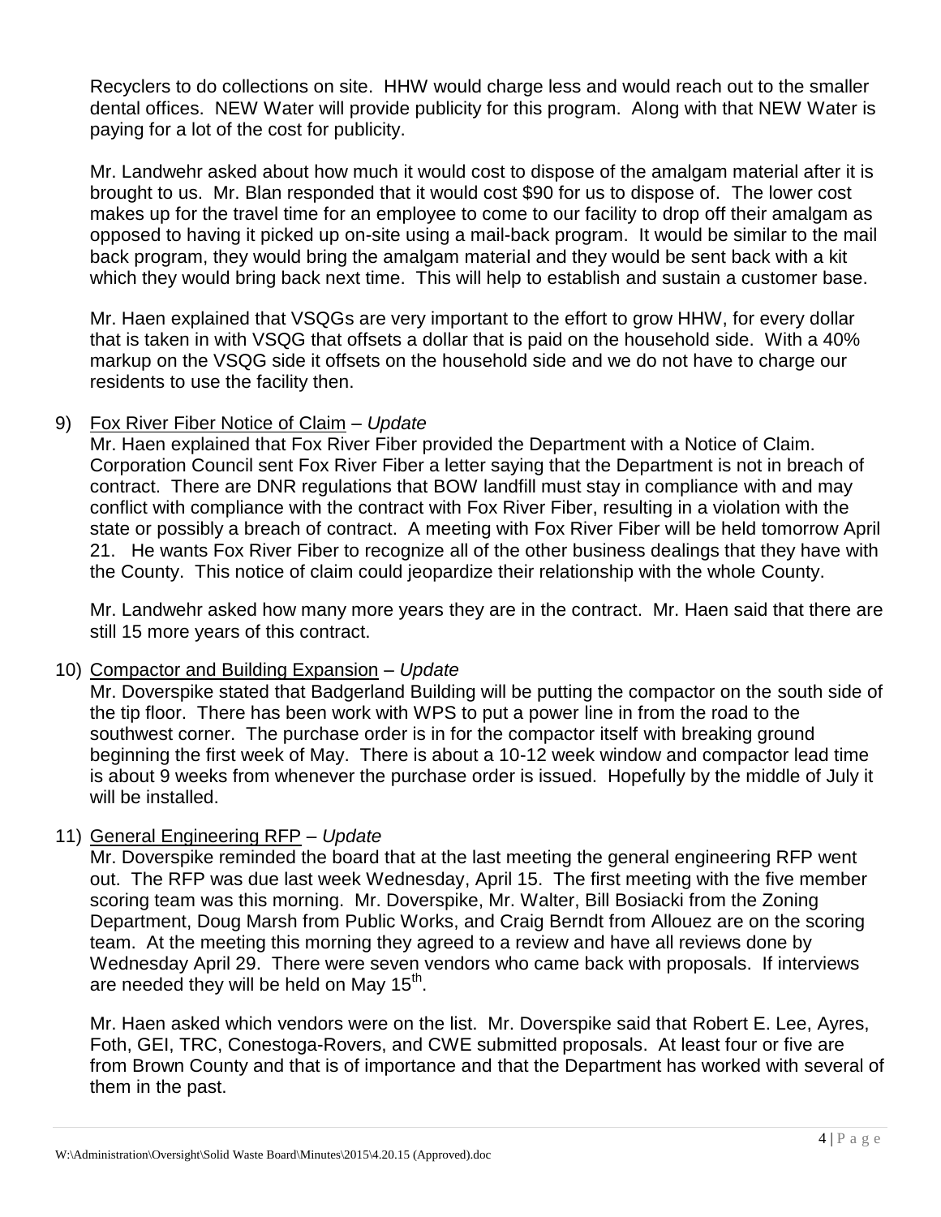Recyclers to do collections on site. HHW would charge less and would reach out to the smaller dental offices. NEW Water will provide publicity for this program. Along with that NEW Water is paying for a lot of the cost for publicity.

Mr. Landwehr asked about how much it would cost to dispose of the amalgam material after it is brought to us. Mr. Blan responded that it would cost $90 for us to dispose of. The lower cost makes up for the travel time for an employee to come to our facility to drop off their amalgam as opposed to having it picked up on-site using a mail-back program. It would be similar to the mail back program, they would bring the amalgam material and they would be sent back with a kit which they would bring back next time. This will help to establish and sustain a customer base.

Mr. Haen explained that VSQGs are very important to the effort to grow HHW, for every dollar that is taken in with VSQG that offsets a dollar that is paid on the household side. With a 40% markup on the VSQG side it offsets on the household side and we do not have to charge our residents to use the facility then.

9) Fox River Fiber Notice of Claim – *Update*

Mr. Haen explained that Fox River Fiber provided the Department with a Notice of Claim. Corporation Council sent Fox River Fiber a letter saying that the Department is not in breach of contract. There are DNR regulations that BOW landfill must stay in compliance with and may conflict with compliance with the contract with Fox River Fiber, resulting in a violation with the state or possibly a breach of contract. A meeting with Fox River Fiber will be held tomorrow April 21. He wants Fox River Fiber to recognize all of the other business dealings that they have with the County. This notice of claim could jeopardize their relationship with the whole County.

Mr. Landwehr asked how many more years they are in the contract. Mr. Haen said that there are still 15 more years of this contract.

10) Compactor and Building Expansion – *Update*

Mr. Doverspike stated that Badgerland Building will be putting the compactor on the south side of the tip floor. There has been work with WPS to put a power line in from the road to the southwest corner. The purchase order is in for the compactor itself with breaking ground beginning the first week of May. There is about a 10-12 week window and compactor lead time is about 9 weeks from whenever the purchase order is issued. Hopefully by the middle of July it will be installed.

11) General Engineering RFP – *Update*

Mr. Doverspike reminded the board that at the last meeting the general engineering RFP went out. The RFP was due last week Wednesday, April 15. The first meeting with the five member scoring team was this morning. Mr. Doverspike, Mr. Walter, Bill Bosiacki from the Zoning Department, Doug Marsh from Public Works, and Craig Berndt from Allouez are on the scoring team. At the meeting this morning they agreed to a review and have all reviews done by Wednesday April 29. There were seven vendors who came back with proposals. If interviews are needed they will be held on May 15th.

Mr. Haen asked which vendors were on the list. Mr. Doverspike said that Robert E. Lee, Ayres, Foth, GEI, TRC, Conestoga-Rovers, and CWE submitted proposals. At least four or five are from Brown County and that is of importance and that the Department has worked with several of them in the past.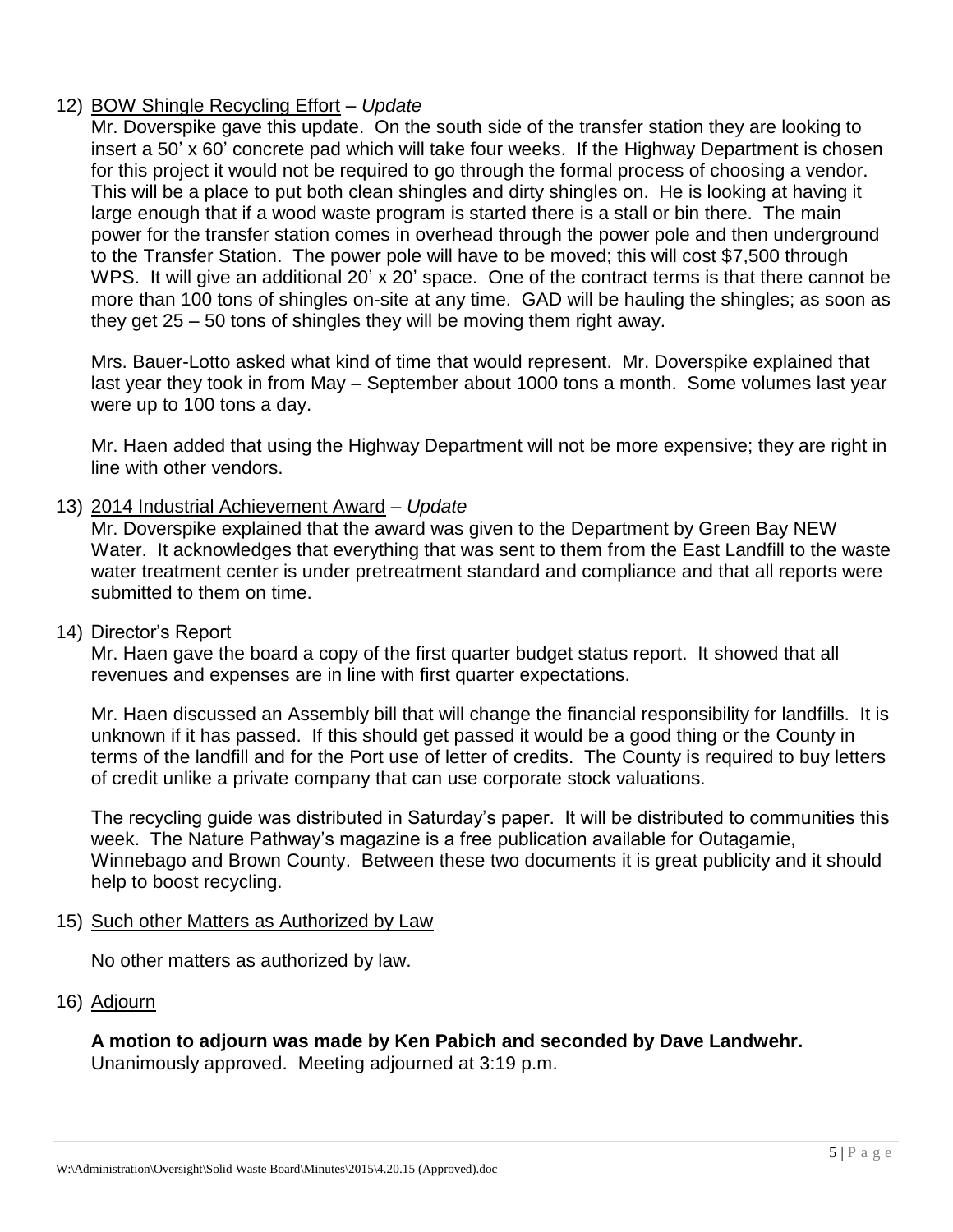12) <u>BOW Shingle Recycling Effort</u> – *Update*

Mr. Doverspike gave this update. On the south side of the transfer station they are looking to insert a 50' x 60' concrete pad which will take four weeks. If the Highway Department is chosen for this project it would not be required to go through the formal process of choosing a vendor. This will be a place to put both clean shingles and dirty shingles on. He is looking at having it large enough that if a wood waste program is started there is a stall or bin there. The main power for the transfer station comes in overhead through the power pole and then underground to the Transfer Station. The power pole will have to be moved; this will cost $7,500 through WPS. It will give an additional 20' x 20' space. One of the contract terms is that there cannot be more than 100 tons of shingles on-site at any time. GAD will be hauling the shingles; as soon as they get 25 – 50 tons of shingles they will be moving them right away.

Mrs. Bauer-Lotto asked what kind of time that would represent. Mr. Doverspike explained that last year they took in from May – September about 1000 tons a month. Some volumes last year were up to 100 tons a day.

Mr. Haen added that using the Highway Department will not be more expensive; they are right in line with other vendors.

13) <u>2014 Industrial Achievement Award</u> – *Update*

Mr. Doverspike explained that the award was given to the Department by Green Bay NEW Water. It acknowledges that everything that was sent to them from the East Landfill to the waste water treatment center is under pretreatment standard and compliance and that all reports were submitted to them on time.

14) <u>Director's Report</u>

Mr. Haen gave the board a copy of the first quarter budget status report. It showed that all revenues and expenses are in line with first quarter expectations.

Mr. Haen discussed an Assembly bill that will change the financial responsibility for landfills. It is unknown if it has passed. If this should get passed it would be a good thing or the County in terms of the landfill and for the Port use of letter of credits. The County is required to buy letters of credit unlike a private company that can use corporate stock valuations.

The recycling guide was distributed in Saturday's paper. It will be distributed to communities this week. The Nature Pathway's magazine is a free publication available for Outagamie, Winnebago and Brown County. Between these two documents it is great publicity and it should help to boost recycling.

15) <u>Such other Matters as Authorized by Law</u>

No other matters as authorized by law.

16) <u>Adjourn</u>

**A motion to adjourn was made by Ken Pabich and seconded by Dave Landwehr.** Unanimously approved. Meeting adjourned at 3:19 p.m.

W:\Administration\Oversight\Solid Waste Board\Minutes\2015\4.20.15 (Approved).doc